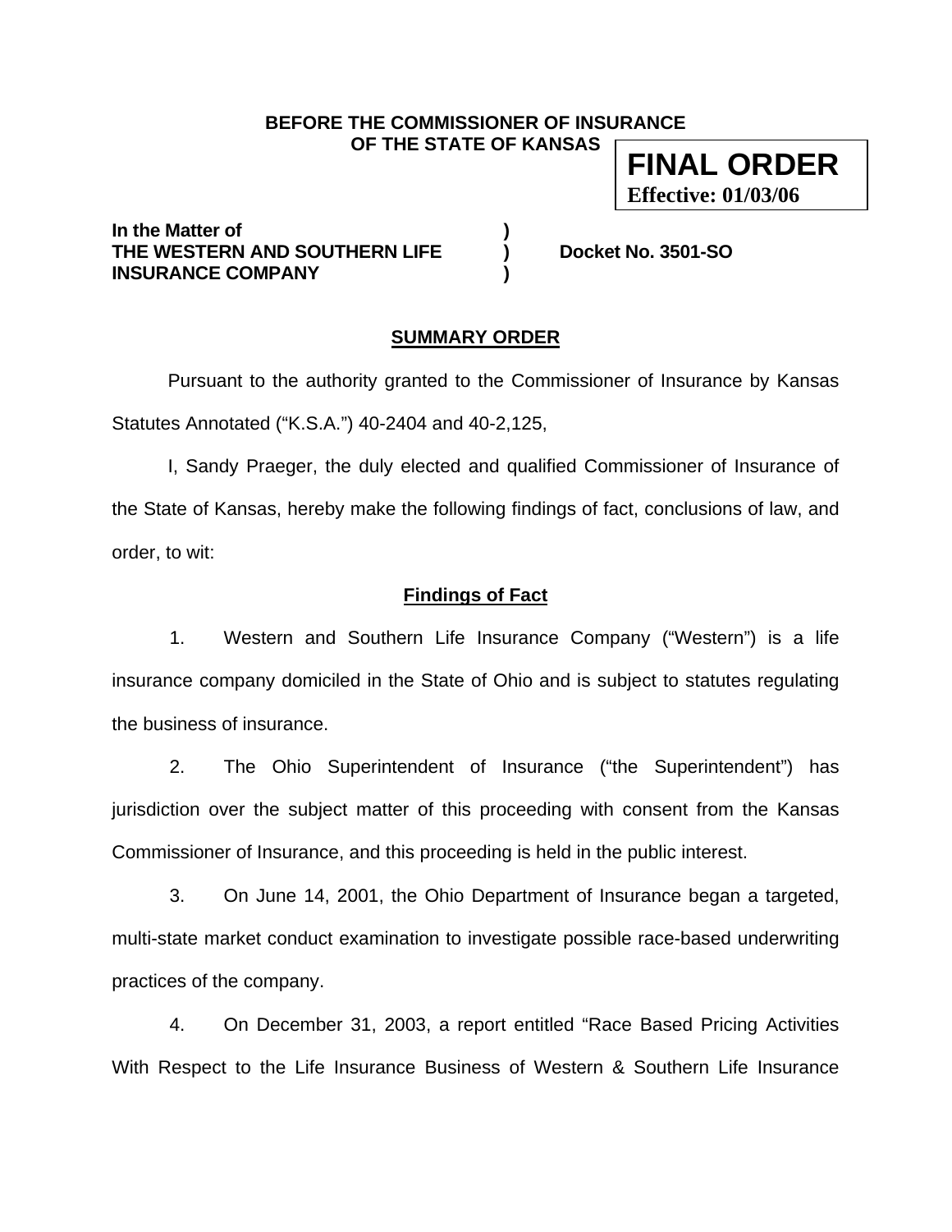**BEFORE THE COMMISSIONER OF INSURANCE OF THE STATE OF KANSAS**

**FINAL ORDER**
**Effective: 01/03/06**

**In the Matter of )**
**THE WESTERN AND SOUTHERN LIFE ) Docket No. 3501-SO**
**INSURANCE COMPANY )**

## SUMMARY ORDER

Pursuant to the authority granted to the Commissioner of Insurance by Kansas Statutes Annotated ("K.S.A.") 40-2404 and 40-2,125,

I, Sandy Praeger, the duly elected and qualified Commissioner of Insurance of the State of Kansas, hereby make the following findings of fact, conclusions of law, and order, to wit:

### Findings of Fact

1. Western and Southern Life Insurance Company ("Western") is a life insurance company domiciled in the State of Ohio and is subject to statutes regulating the business of insurance.

2. The Ohio Superintendent of Insurance ("the Superintendent") has jurisdiction over the subject matter of this proceeding with consent from the Kansas Commissioner of Insurance, and this proceeding is held in the public interest.

3. On June 14, 2001, the Ohio Department of Insurance began a targeted, multi-state market conduct examination to investigate possible race-based underwriting practices of the company.

4. On December 31, 2003, a report entitled "Race Based Pricing Activities With Respect to the Life Insurance Business of Western & Southern Life Insurance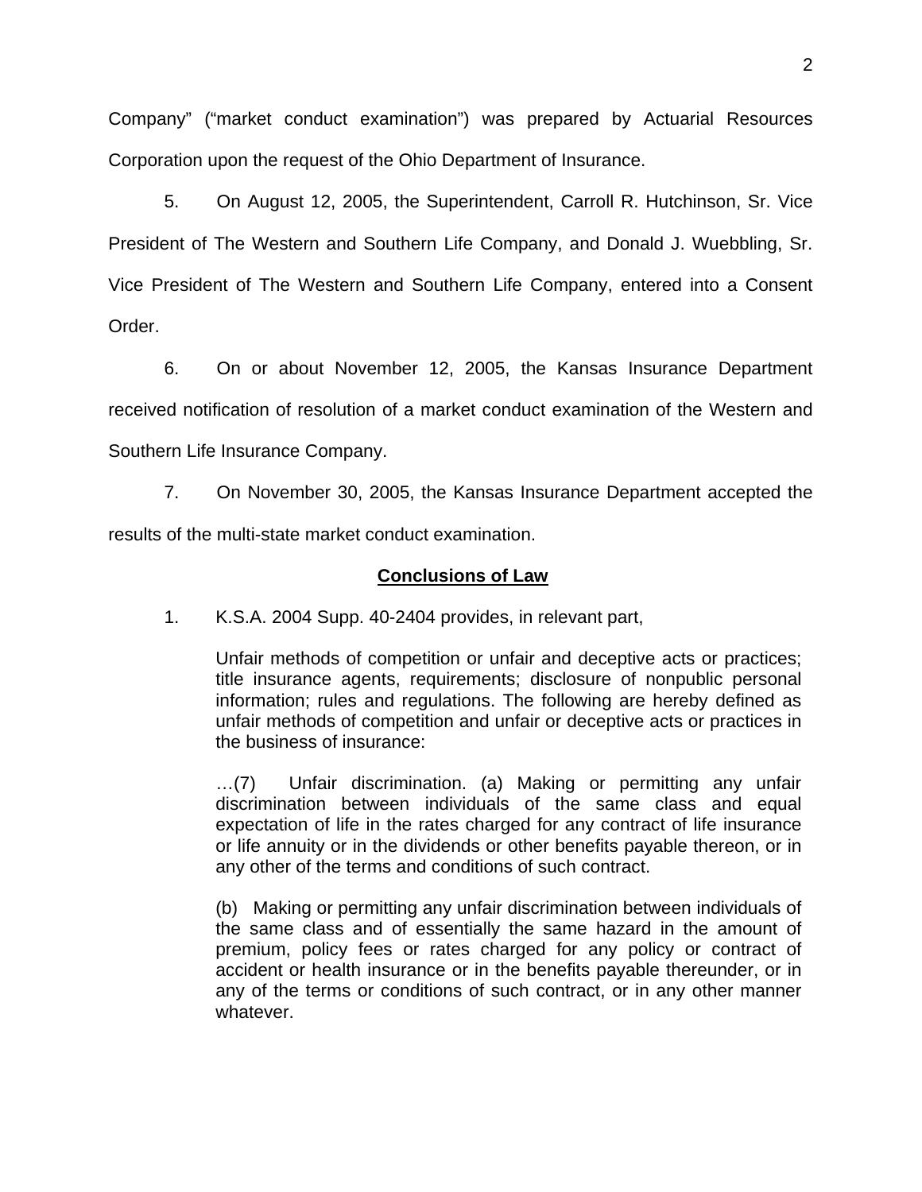Company" ("market conduct examination") was prepared by Actuarial Resources Corporation upon the request of the Ohio Department of Insurance.

5. On August 12, 2005, the Superintendent, Carroll R. Hutchinson, Sr. Vice President of The Western and Southern Life Company, and Donald J. Wuebbling, Sr. Vice President of The Western and Southern Life Company, entered into a Consent Order.

6. On or about November 12, 2005, the Kansas Insurance Department received notification of resolution of a market conduct examination of the Western and Southern Life Insurance Company.

7. On November 30, 2005, the Kansas Insurance Department accepted the results of the multi-state market conduct examination.

## Conclusions of Law

1. K.S.A. 2004 Supp. 40-2404 provides, in relevant part,

> Unfair methods of competition or unfair and deceptive acts or practices; title insurance agents, requirements; disclosure of nonpublic personal information; rules and regulations. The following are hereby defined as unfair methods of competition and unfair or deceptive acts or practices in the business of insurance:
>
> …(7) Unfair discrimination. (a) Making or permitting any unfair discrimination between individuals of the same class and equal expectation of life in the rates charged for any contract of life insurance or life annuity or in the dividends or other benefits payable thereon, or in any other of the terms and conditions of such contract.
>
> (b) Making or permitting any unfair discrimination between individuals of the same class and of essentially the same hazard in the amount of premium, policy fees or rates charged for any policy or contract of accident or health insurance or in the benefits payable thereunder, or in any of the terms or conditions of such contract, or in any other manner whatever.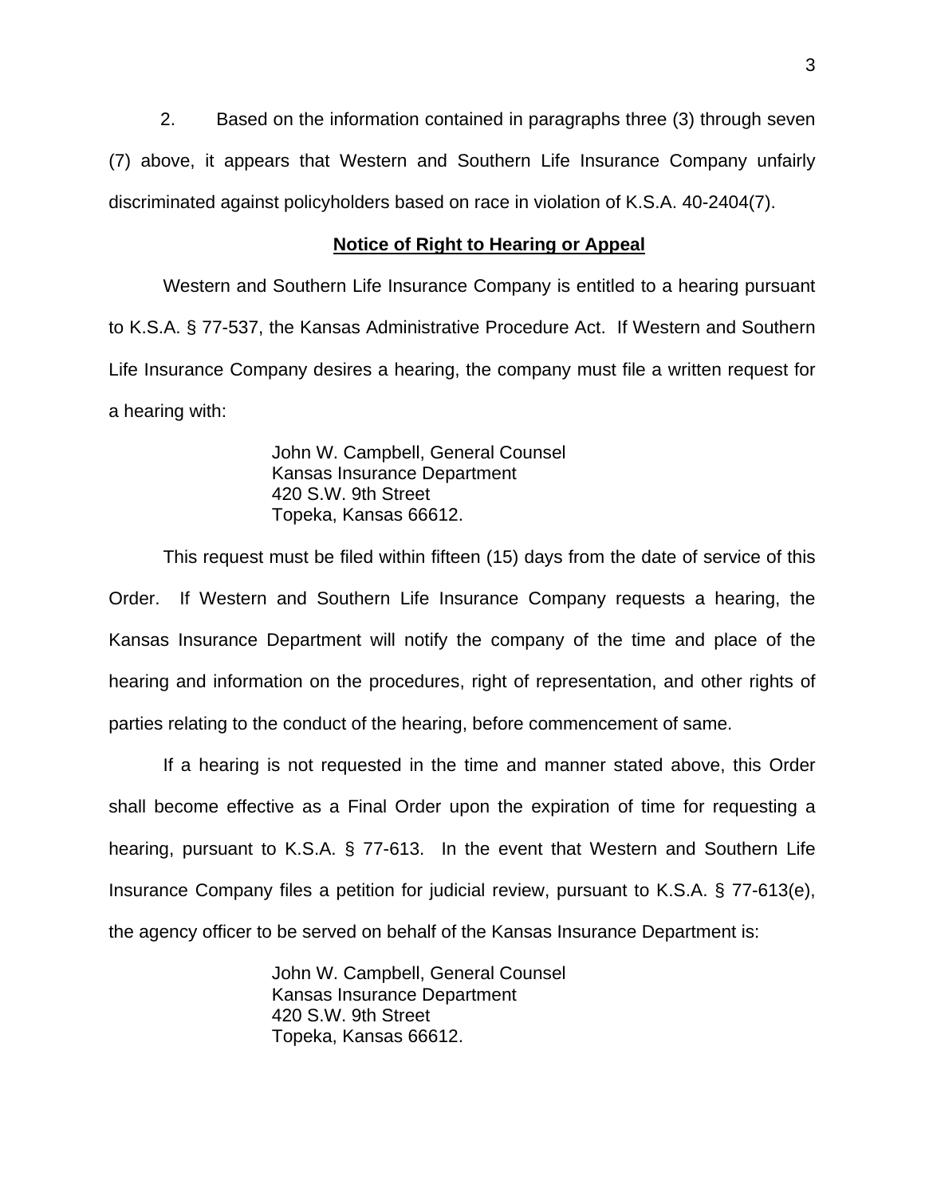2. Based on the information contained in paragraphs three (3) through seven (7) above, it appears that Western and Southern Life Insurance Company unfairly discriminated against policyholders based on race in violation of K.S.A. 40-2404(7).

**Notice of Right to Hearing or Appeal**

Western and Southern Life Insurance Company is entitled to a hearing pursuant to K.S.A. § 77-537, the Kansas Administrative Procedure Act. If Western and Southern Life Insurance Company desires a hearing, the company must file a written request for a hearing with:

John W. Campbell, General Counsel
Kansas Insurance Department
420 S.W. 9th Street
Topeka, Kansas 66612.

This request must be filed within fifteen (15) days from the date of service of this Order. If Western and Southern Life Insurance Company requests a hearing, the Kansas Insurance Department will notify the company of the time and place of the hearing and information on the procedures, right of representation, and other rights of parties relating to the conduct of the hearing, before commencement of same.

If a hearing is not requested in the time and manner stated above, this Order shall become effective as a Final Order upon the expiration of time for requesting a hearing, pursuant to K.S.A. § 77-613. In the event that Western and Southern Life Insurance Company files a petition for judicial review, pursuant to K.S.A. § 77-613(e), the agency officer to be served on behalf of the Kansas Insurance Department is:

John W. Campbell, General Counsel
Kansas Insurance Department
420 S.W. 9th Street
Topeka, Kansas 66612.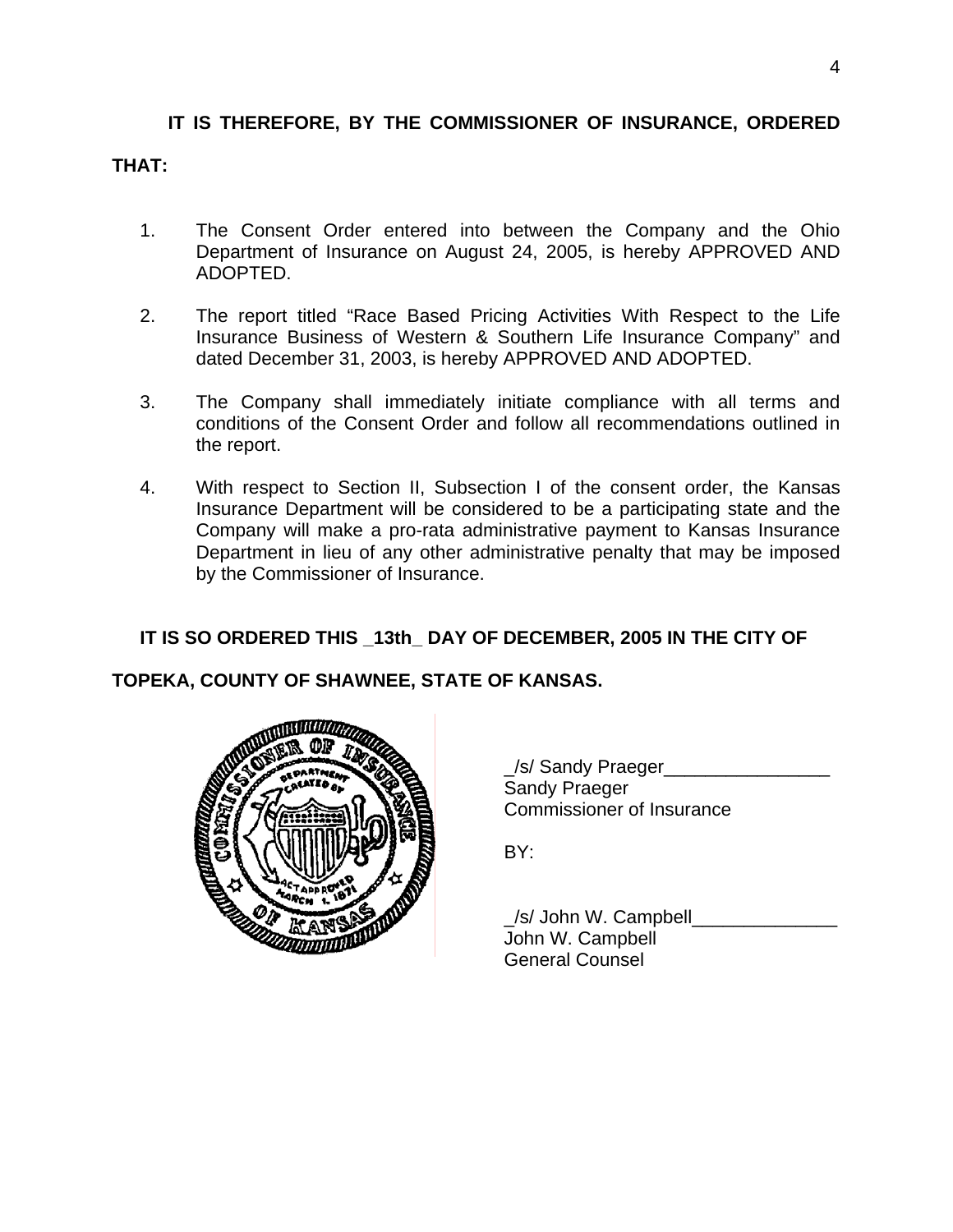**IT IS THEREFORE, BY THE COMMISSIONER OF INSURANCE, ORDERED THAT:**

1. The Consent Order entered into between the Company and the Ohio Department of Insurance on August 24, 2005, is hereby APPROVED AND ADOPTED.

2. The report titled "Race Based Pricing Activities With Respect to the Life Insurance Business of Western & Southern Life Insurance Company" and dated December 31, 2003, is hereby APPROVED AND ADOPTED.

3. The Company shall immediately initiate compliance with all terms and conditions of the Consent Order and follow all recommendations outlined in the report.

4. With respect to Section II, Subsection I of the consent order, the Kansas Insurance Department will be considered to be a participating state and the Company will make a pro-rata administrative payment to Kansas Insurance Department in lieu of any other administrative penalty that may be imposed by the Commissioner of Insurance.

**IT IS SO ORDERED THIS _13th_ DAY OF DECEMBER, 2005 IN THE CITY OF TOPEKA, COUNTY OF SHAWNEE, STATE OF KANSAS.**

_/s/ Sandy Praeger________________
Sandy Praeger
Commissioner of Insurance

BY:

_/s/ John W. Campbell______________
John W. Campbell
General Counsel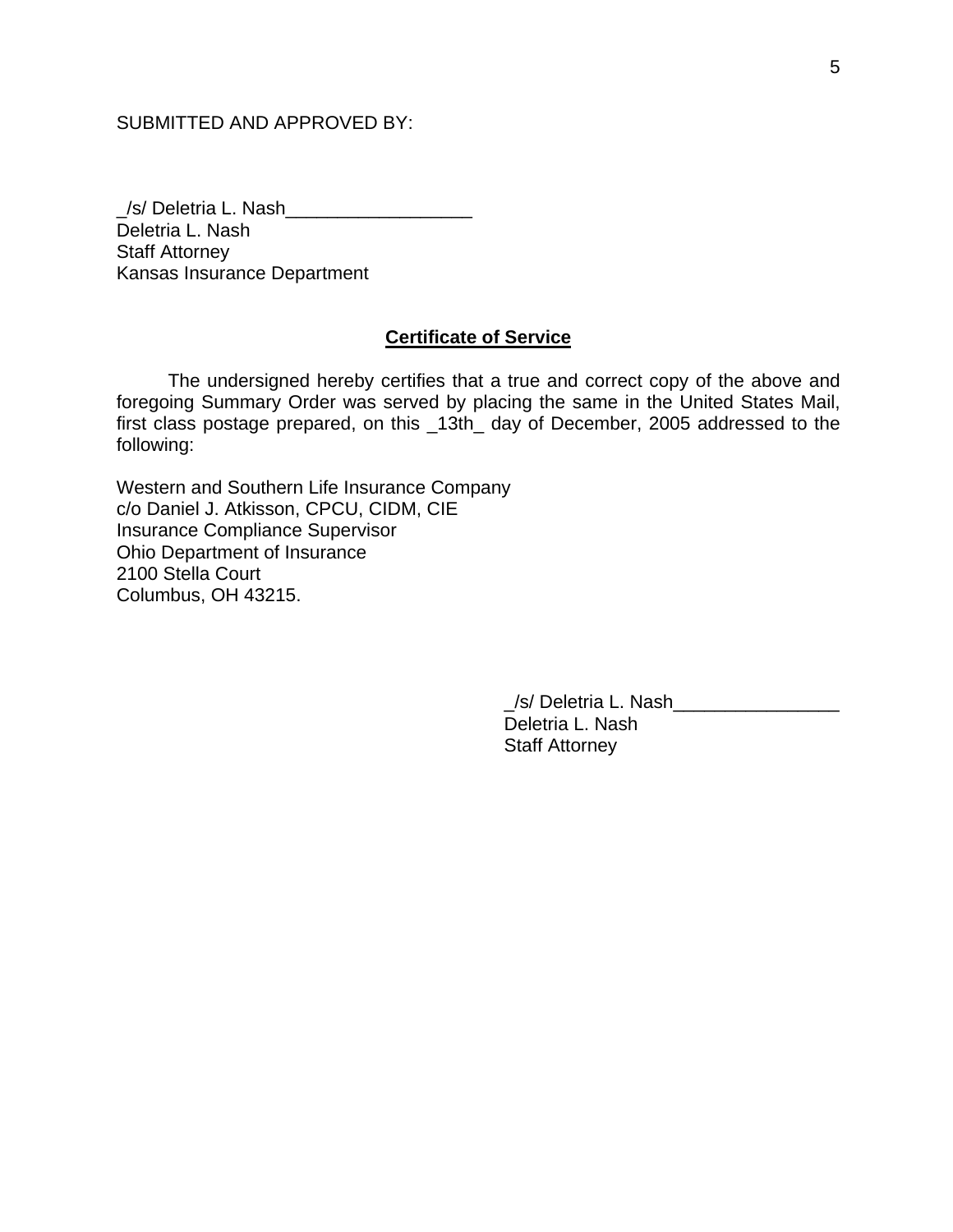SUBMITTED AND APPROVED BY:

_/s/ Deletria L. Nash__________________
Deletria L. Nash
Staff Attorney
Kansas Insurance Department

**Certificate of Service**

The undersigned hereby certifies that a true and correct copy of the above and foregoing Summary Order was served by placing the same in the United States Mail, first class postage prepared, on this _13th_ day of December, 2005 addressed to the following:

Western and Southern Life Insurance Company
c/o Daniel J. Atkisson, CPCU, CIDM, CIE
Insurance Compliance Supervisor
Ohio Department of Insurance
2100 Stella Court
Columbus, OH 43215.

_/s/ Deletria L. Nash________________
Deletria L. Nash
Staff Attorney